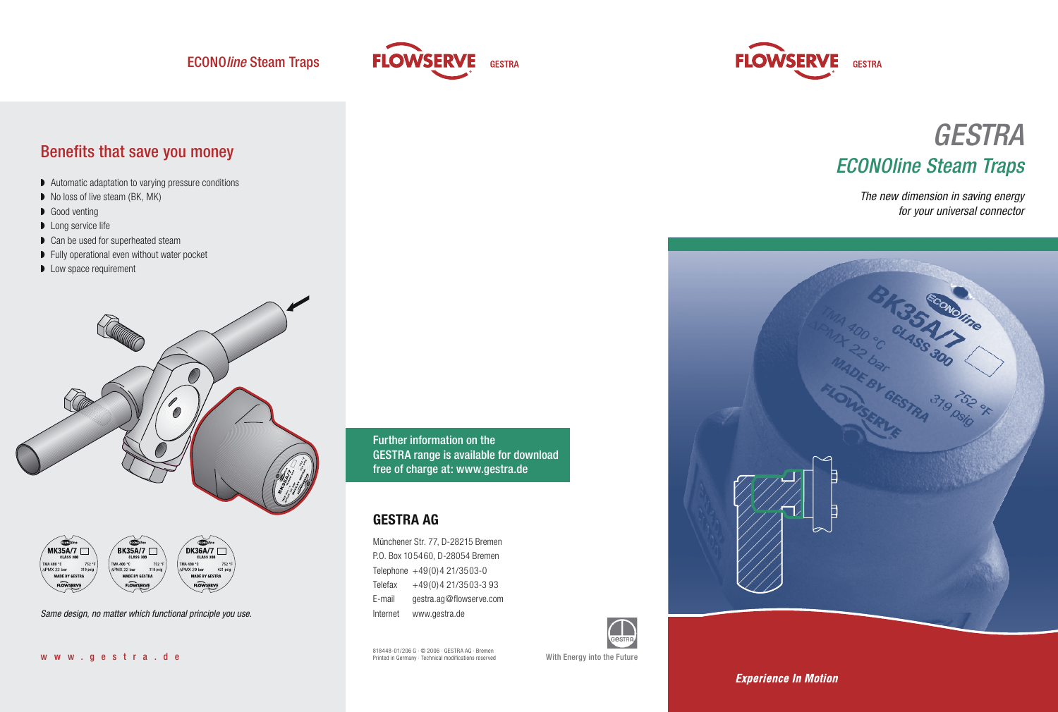ECONO*line* Steam Traps

FLOWSERVE GESTRA

## Benefits that save you money

- Automatic adaptation to varying pressure conditions
- No loss of live steam (BK, MK)
- Good venting
- Long service life
- Can be used for superheated steam
- Fully operational even without water pocket
- Low space requirement

*Same design, no matter which functional principle you use.*

www.gestra.de

**Further information on the GESTRA range is available for download free of charge at: www.gestra.de**

## GESTRA AG

Münchener Str. 77, D-28215 Bremen
P.O. Box 105460, D-28054 Bremen
Telephone +49(0)4 21/3503-0
Telefax +49(0)4 21/3503-3 93
E-mail gestra.ag@flowserve.com
Internet www.gestra.de

818448-01/206 G · © 2006 · GESTRA AG · Bremen
Printed in Germany · Technical modifications reserved

With Energy into the Future

FLOWSERVE GESTRA

# *GESTRA*

## *ECONOline Steam Traps*

*The new dimension in saving energy for your universal connector*

***Experience In Motion***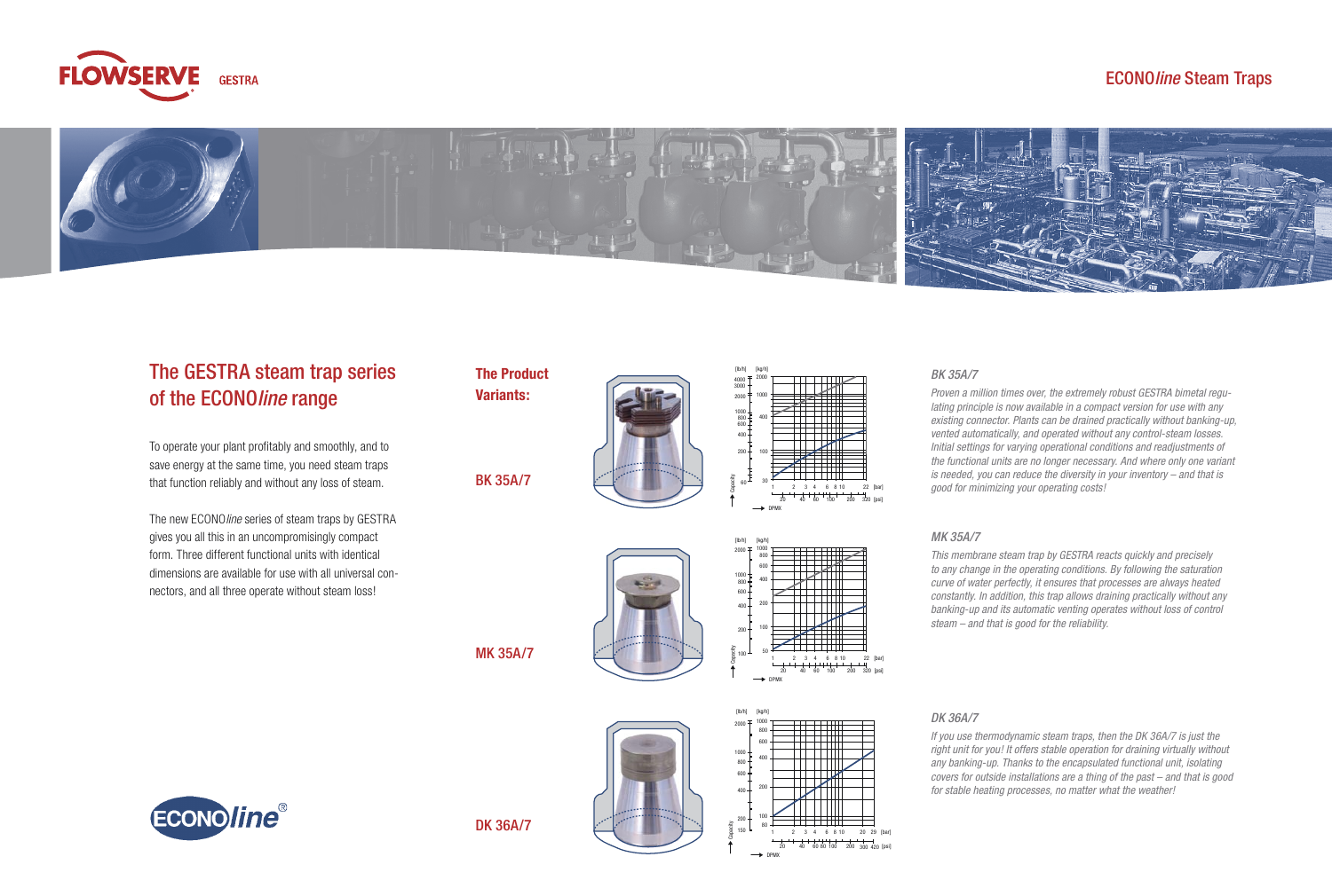# The GESTRA steam trap series of the ECONO*line* range

To operate your plant profitably and smoothly, and to save energy at the same time, you need steam traps that function reliably and without any loss of steam.

The new ECONO*line* series of steam traps by GESTRA gives you all this in an uncompromisingly compact form. Three different functional units with identical dimensions are available for use with all universal connectors, and all three operate without steam loss!

## The Product Variants:

### BK 35A/7

[lb/h] [kg/h]
4000 3000 2000 1000 800 600 400 200 60
2000 1000 400 100 30
Capacity
1 2 3 4 6 8 10 22 [bar]
20 40 60 100 200 320 [psi]
DPMX

*BK 35A/7*

*Proven a million times over, the extremely robust GESTRA bimetal regulating principle is now available in a compact version for use with any existing connector. Plants can be drained practically without banking-up, vented automatically, and operated without any control-steam losses. Initial settings for varying operational conditions and readjustments of the functional units are no longer necessary. And where only one variant is needed, you can reduce the diversity in your inventory – and that is good for minimizing your operating costs!*

### MK 35A/7

[lb/h] [kg/h]
2000 1000 800 600 400 200 100
1000 800 600 400 200 100 50
Capacity
1 2 3 4 6 8 10 22 [bar]
20 40 60 100 200 320 [psi]
DPMX

*MK 35A/7*

*This membrane steam trap by GESTRA reacts quickly and precisely to any change in the operating conditions. By following the saturation curve of water perfectly, it ensures that processes are always heated constantly. In addition, this trap allows draining practically without any banking-up and its automatic venting operates without loss of control steam – and that is good for the reliability.*

### DK 36A/7

[lb/h] [kg/h]
2000 1000 800 600 400 200 150
1000 800 600 400 200 100 80
Capacity
1 2 3 4 6 8 10 20 29 [bar]
20 40 60 80 100 200 300 420 [psi]
DPMX

*DK 36A/7*

*If you use thermodynamic steam traps, then the DK 36A/7 is just the right unit for you! It offers stable operation for draining virtually without any banking-up. Thanks to the encapsulated functional unit, isolating covers for outside installations are a thing of the past – and that is good for stable heating processes, no matter what the weather!*